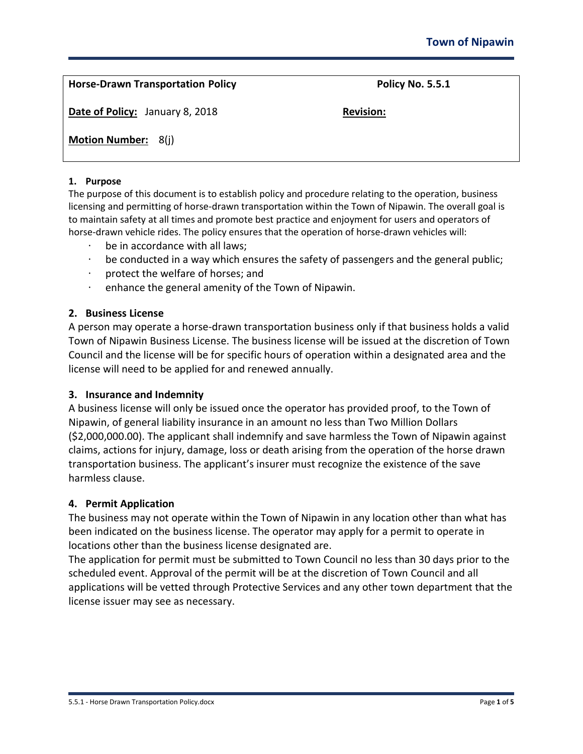Town of Nipawin

| **Horse-Drawn Transportation Policy** | **Policy No. 5.5.1** |
|---|---|
| **Date of Policy:** January 8, 2018 | **Revision:** |
| **Motion Number:** 8(j) | |

### 1. Purpose

The purpose of this document is to establish policy and procedure relating to the operation, business licensing and permitting of horse-drawn transportation within the Town of Nipawin. The overall goal is to maintain safety at all times and promote best practice and enjoyment for users and operators of horse-drawn vehicle rides. The policy ensures that the operation of horse-drawn vehicles will:

- be in accordance with all laws;
- be conducted in a way which ensures the safety of passengers and the general public;
- protect the welfare of horses; and
- enhance the general amenity of the Town of Nipawin.

### 2. Business License

A person may operate a horse-drawn transportation business only if that business holds a valid Town of Nipawin Business License. The business license will be issued at the discretion of Town Council and the license will be for specific hours of operation within a designated area and the license will need to be applied for and renewed annually.

### 3. Insurance and Indemnity

A business license will only be issued once the operator has provided proof, to the Town of Nipawin, of general liability insurance in an amount no less than Two Million Dollars ($2,000,000.00). The applicant shall indemnify and save harmless the Town of Nipawin against claims, actions for injury, damage, loss or death arising from the operation of the horse drawn transportation business. The applicant's insurer must recognize the existence of the save harmless clause.

### 4. Permit Application

The business may not operate within the Town of Nipawin in any location other than what has been indicated on the business license. The operator may apply for a permit to operate in locations other than the business license designated are.

The application for permit must be submitted to Town Council no less than 30 days prior to the scheduled event. Approval of the permit will be at the discretion of Town Council and all applications will be vetted through Protective Services and any other town department that the license issuer may see as necessary.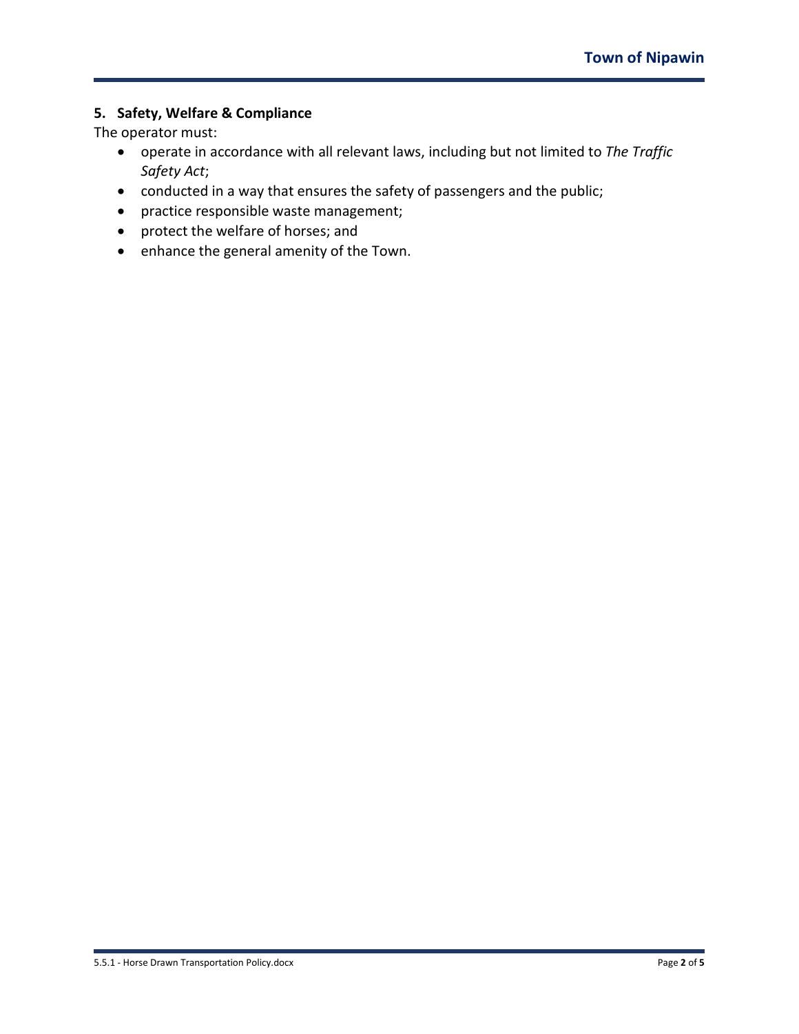## 5. Safety, Welfare & Compliance

The operator must:

- operate in accordance with all relevant laws, including but not limited to *The Traffic Safety Act*;
- conducted in a way that ensures the safety of passengers and the public;
- practice responsible waste management;
- protect the welfare of horses; and
- enhance the general amenity of the Town.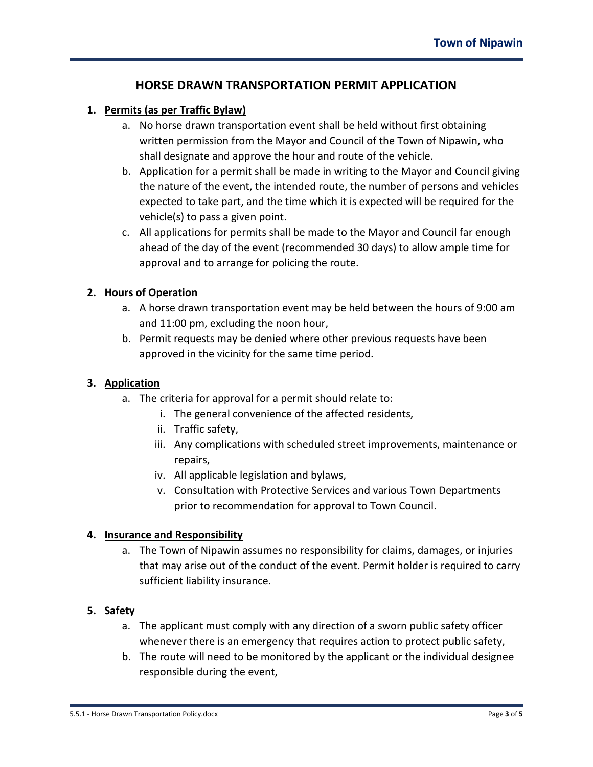# HORSE DRAWN TRANSPORTATION PERMIT APPLICATION

1. **Permits (as per Traffic Bylaw)**
   a. No horse drawn transportation event shall be held without first obtaining written permission from the Mayor and Council of the Town of Nipawin, who shall designate and approve the hour and route of the vehicle.
   b. Application for a permit shall be made in writing to the Mayor and Council giving the nature of the event, the intended route, the number of persons and vehicles expected to take part, and the time which it is expected will be required for the vehicle(s) to pass a given point.
   c. All applications for permits shall be made to the Mayor and Council far enough ahead of the day of the event (recommended 30 days) to allow ample time for approval and to arrange for policing the route.

2. **Hours of Operation**
   a. A horse drawn transportation event may be held between the hours of 9:00 am and 11:00 pm, excluding the noon hour,
   b. Permit requests may be denied where other previous requests have been approved in the vicinity for the same time period.

3. **Application**
   a. The criteria for approval for a permit should relate to:
      i. The general convenience of the affected residents,
      ii. Traffic safety,
      iii. Any complications with scheduled street improvements, maintenance or repairs,
      iv. All applicable legislation and bylaws,
      v. Consultation with Protective Services and various Town Departments prior to recommendation for approval to Town Council.

4. **Insurance and Responsibility**
   a. The Town of Nipawin assumes no responsibility for claims, damages, or injuries that may arise out of the conduct of the event. Permit holder is required to carry sufficient liability insurance.

5. **Safety**
   a. The applicant must comply with any direction of a sworn public safety officer whenever there is an emergency that requires action to protect public safety,
   b. The route will need to be monitored by the applicant or the individual designee responsible during the event,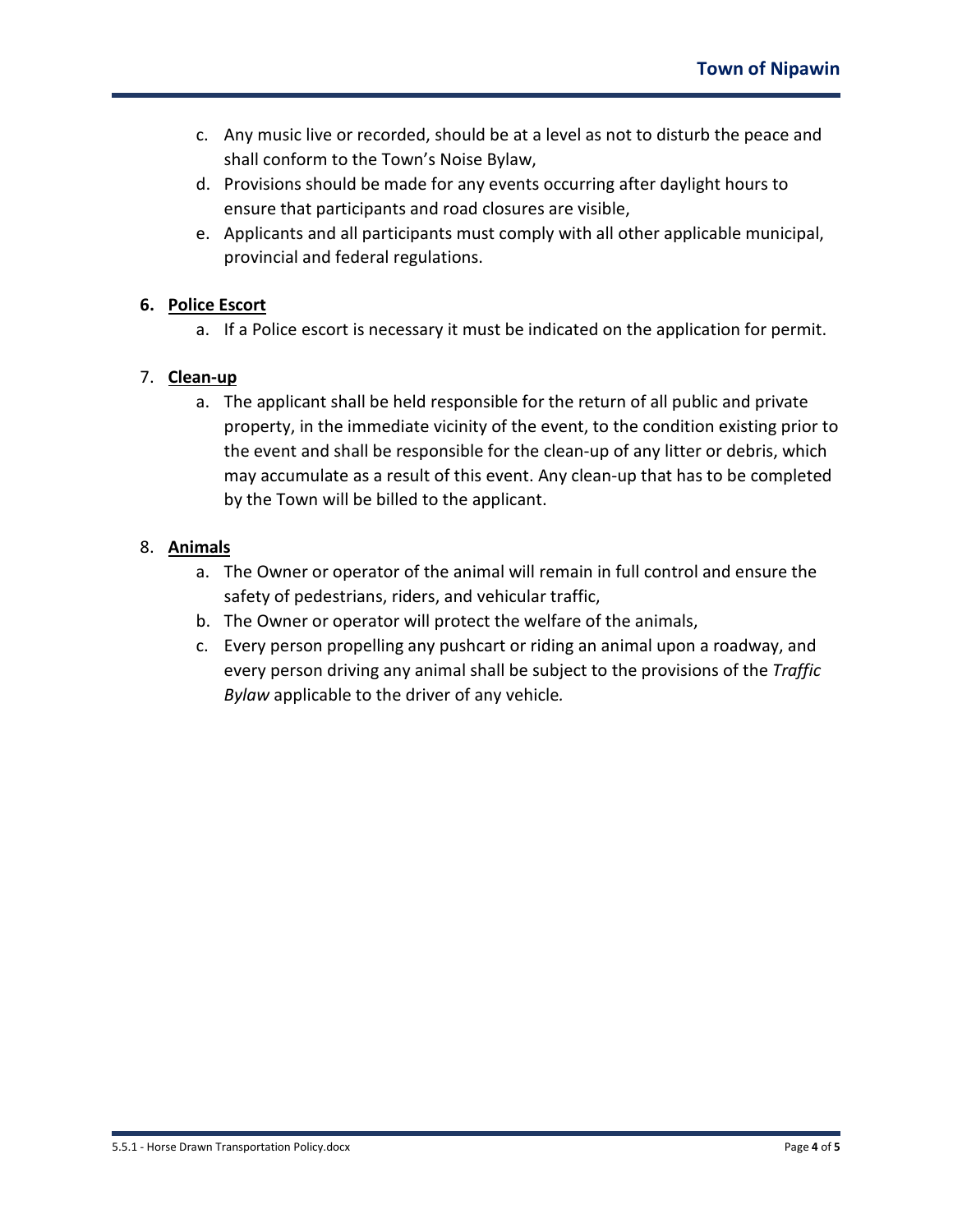c. Any music live or recorded, should be at a level as not to disturb the peace and shall conform to the Town's Noise Bylaw,

d. Provisions should be made for any events occurring after daylight hours to ensure that participants and road closures are visible,

e. Applicants and all participants must comply with all other applicable municipal, provincial and federal regulations.

6. **Police Escort**

   a. If a Police escort is necessary it must be indicated on the application for permit.

7. **Clean-up**

   a. The applicant shall be held responsible for the return of all public and private property, in the immediate vicinity of the event, to the condition existing prior to the event and shall be responsible for the clean-up of any litter or debris, which may accumulate as a result of this event. Any clean-up that has to be completed by the Town will be billed to the applicant.

8. **Animals**

   a. The Owner or operator of the animal will remain in full control and ensure the safety of pedestrians, riders, and vehicular traffic,

   b. The Owner or operator will protect the welfare of the animals,

   c. Every person propelling any pushcart or riding an animal upon a roadway, and every person driving any animal shall be subject to the provisions of the *Traffic Bylaw* applicable to the driver of any vehicle.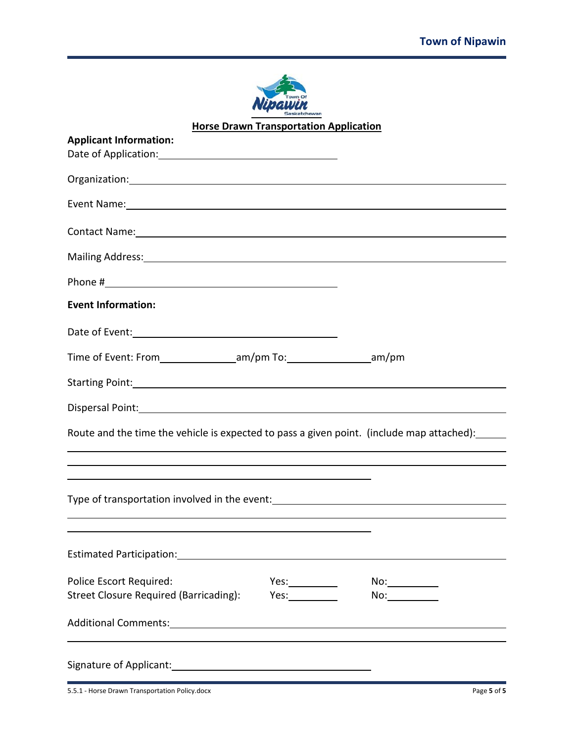## Horse Drawn Transportation Application

**Applicant Information:**

Date of Application: ______________________________

Organization: ______________________________

Event Name: ______________________________

Contact Name: ______________________________

Mailing Address: ______________________________

Phone # ______________________________

**Event Information:**

Date of Event: ______________________________

Time of Event: From ____________ am/pm To: ____________ am/pm

Starting Point: ______________________________

Dispersal Point: ______________________________

Route and the time the vehicle is expected to pass a given point. (include map attached): ______

______________________________

______________________________

______________________________

Type of transportation involved in the event: ______________________________

______________________________

______________________________

Estimated Participation: ______________________________

Police Escort Required: Yes: ________ No: ________

Street Closure Required (Barricading): Yes: ________ No: ________

Additional Comments: ______________________________

______________________________

Signature of Applicant: ______________________________